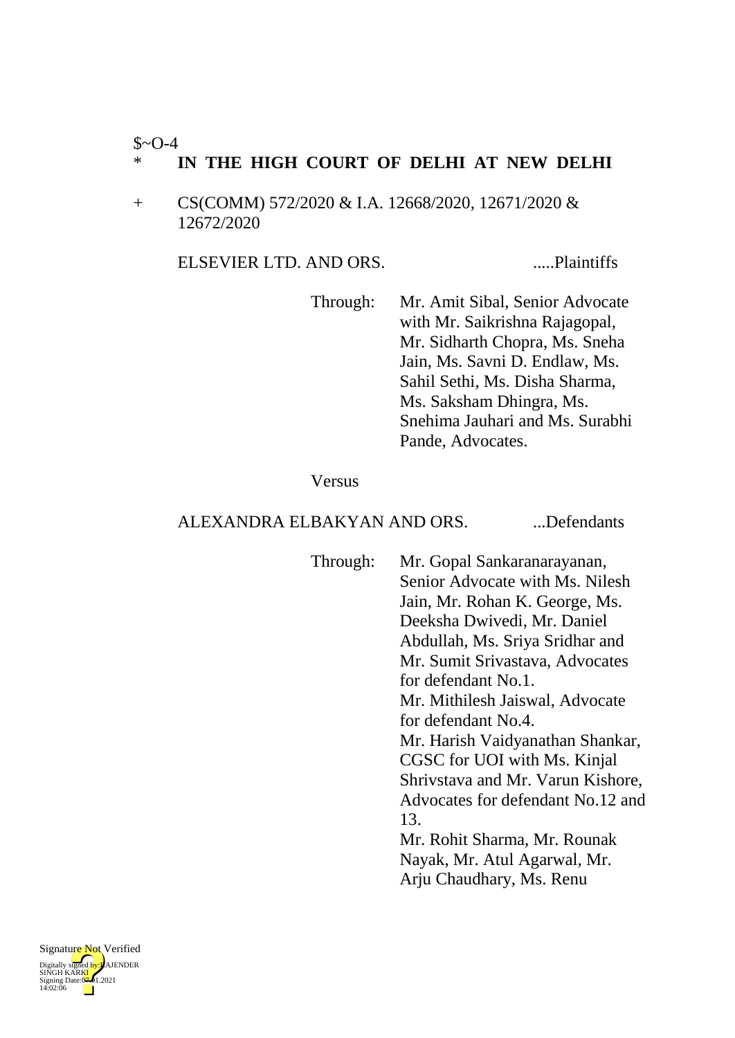$~O-4

\* **IN THE HIGH COURT OF DELHI AT NEW DELHI**

\+ CS(COMM) 572/2020 & I.A. 12668/2020, 12671/2020 & 12672/2020

ELSEVIER LTD. AND ORS. .....Plaintiffs

Through: Mr. Amit Sibal, Senior Advocate with Mr. Saikrishna Rajagopal, Mr. Sidharth Chopra, Ms. Sneha Jain, Ms. Savni D. Endlaw, Ms. Sahil Sethi, Ms. Disha Sharma, Ms. Saksham Dhingra, Ms. Snehima Jauhari and Ms. Surabhi Pande, Advocates.

Versus

ALEXANDRA ELBAKYAN AND ORS. ...Defendants

Through: Mr. Gopal Sankaranarayanan, Senior Advocate with Ms. Nilesh Jain, Mr. Rohan K. George, Ms. Deeksha Dwivedi, Mr. Daniel Abdullah, Ms. Sriya Sridhar and Mr. Sumit Srivastava, Advocates for defendant No.1.
Mr. Mithilesh Jaiswal, Advocate for defendant No.4.
Mr. Harish Vaidyanathan Shankar, CGSC for UOI with Ms. Kinjal Shrivstava and Mr. Varun Kishore, Advocates for defendant No.12 and 13.
Mr. Rohit Sharma, Mr. Rounak Nayak, Mr. Atul Agarwal, Mr. Arju Chaudhary, Ms. Renu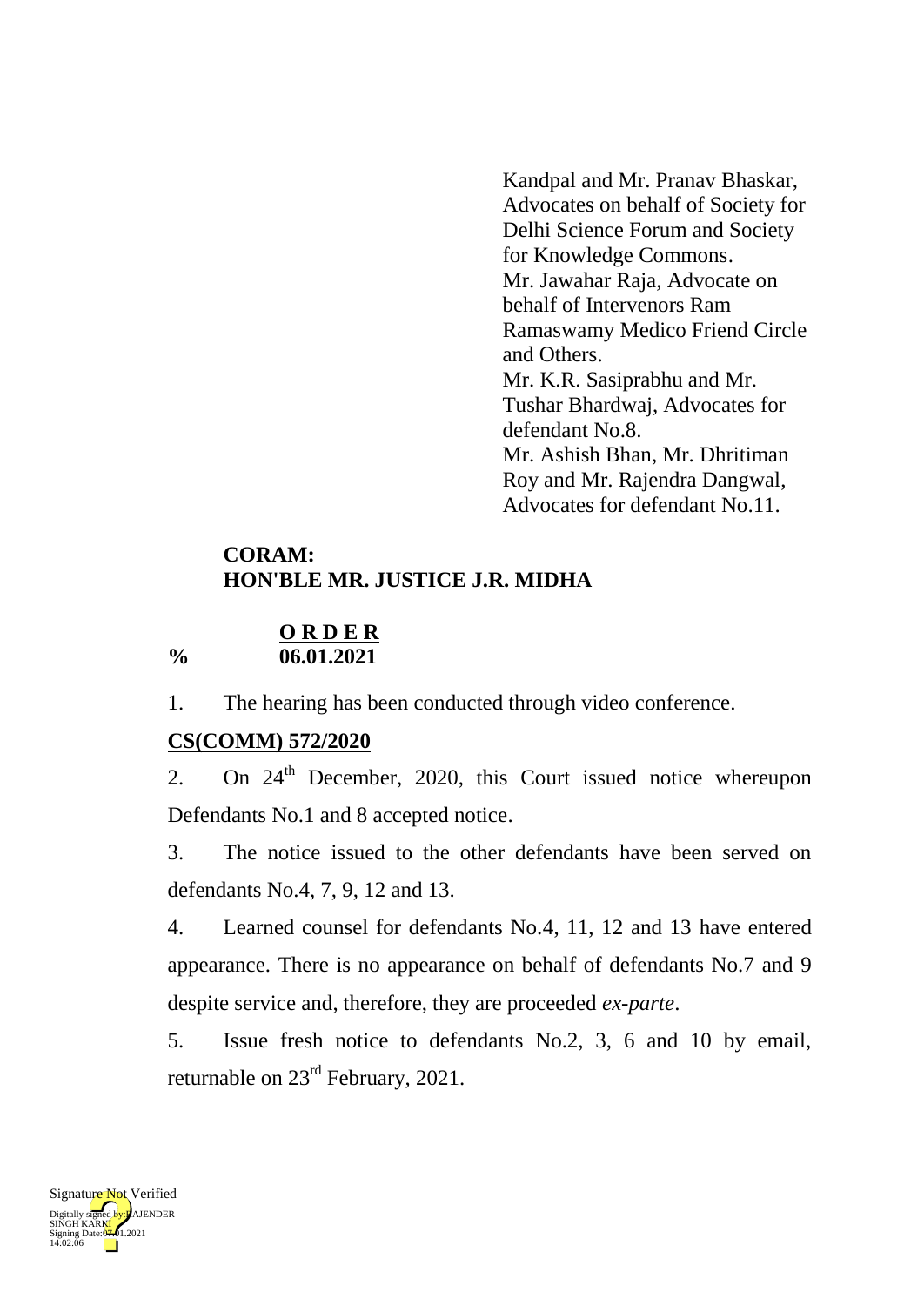Kandpal and Mr. Pranav Bhaskar, Advocates on behalf of Society for Delhi Science Forum and Society for Knowledge Commons.
Mr. Jawahar Raja, Advocate on behalf of Intervenors Ram Ramaswamy Medico Friend Circle and Others.
Mr. K.R. Sasiprabhu and Mr. Tushar Bhardwaj, Advocates for defendant No.8.
Mr. Ashish Bhan, Mr. Dhritiman Roy and Mr. Rajendra Dangwal, Advocates for defendant No.11.

**CORAM:**
**HON'BLE MR. JUSTICE J.R. MIDHA**

**O R D E R**
**% 06.01.2021**

1. The hearing has been conducted through video conference.

**CS(COMM) 572/2020**

2. On 24th December, 2020, this Court issued notice whereupon Defendants No.1 and 8 accepted notice.

3. The notice issued to the other defendants have been served on defendants No.4, 7, 9, 12 and 13.

4. Learned counsel for defendants No.4, 11, 12 and 13 have entered appearance. There is no appearance on behalf of defendants No.7 and 9 despite service and, therefore, they are proceeded *ex-parte*.

5. Issue fresh notice to defendants No.2, 3, 6 and 10 by email, returnable on 23rd February, 2021.

Signature Not Verified
Digitally signed by:RAJENDER SINGH KARKI
Signing Date:07.01.2021 14:02:06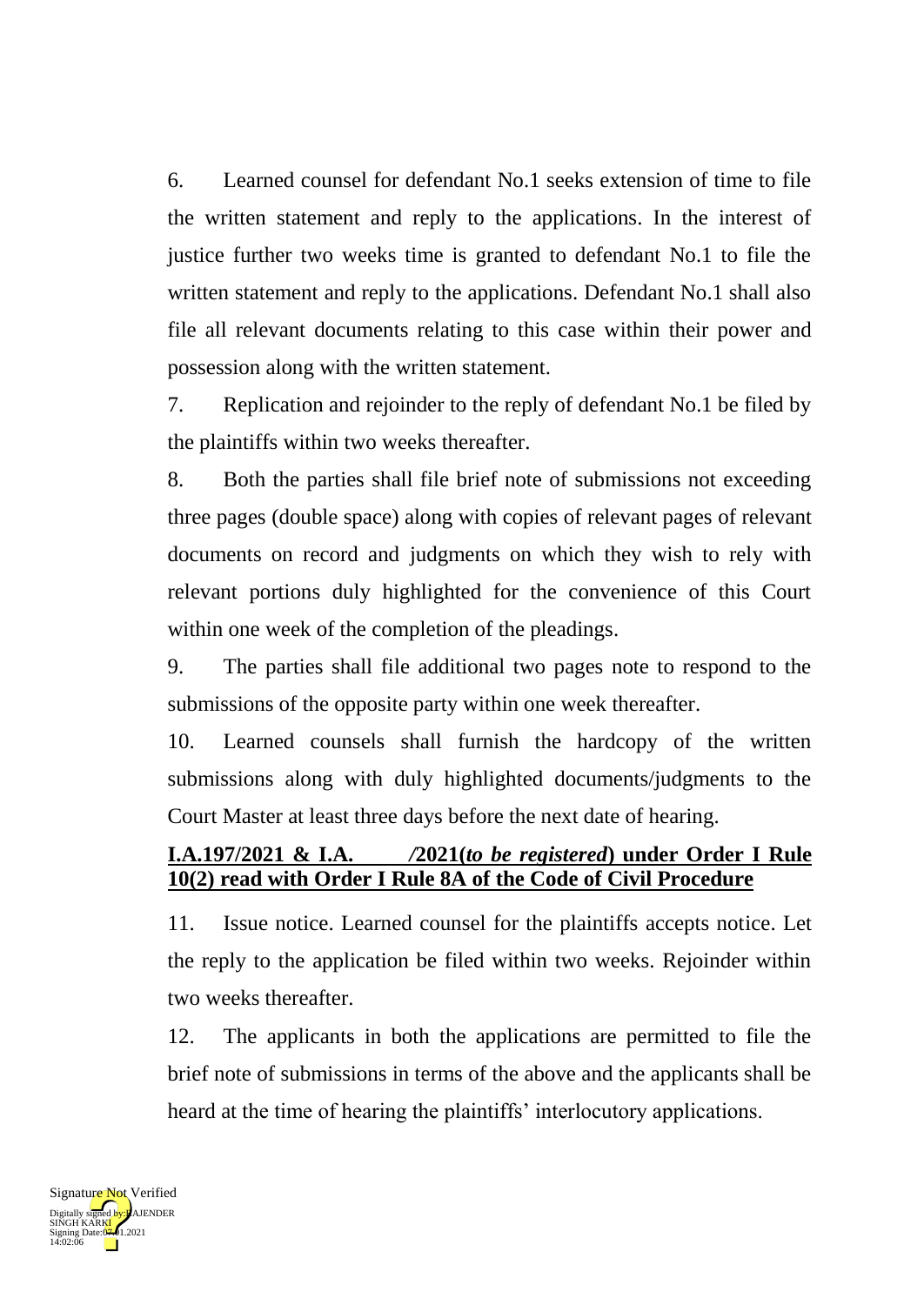6. Learned counsel for defendant No.1 seeks extension of time to file the written statement and reply to the applications. In the interest of justice further two weeks time is granted to defendant No.1 to file the written statement and reply to the applications. Defendant No.1 shall also file all relevant documents relating to this case within their power and possession along with the written statement.

7. Replication and rejoinder to the reply of defendant No.1 be filed by the plaintiffs within two weeks thereafter.

8. Both the parties shall file brief note of submissions not exceeding three pages (double space) along with copies of relevant pages of relevant documents on record and judgments on which they wish to rely with relevant portions duly highlighted for the convenience of this Court within one week of the completion of the pleadings.

9. The parties shall file additional two pages note to respond to the submissions of the opposite party within one week thereafter.

10. Learned counsels shall furnish the hardcopy of the written submissions along with duly highlighted documents/judgments to the Court Master at least three days before the next date of hearing.

**I.A.197/2021 & I.A. /2021(*to be registered*) under Order I Rule 10(2) read with Order I Rule 8A of the Code of Civil Procedure**

11. Issue notice. Learned counsel for the plaintiffs accepts notice. Let the reply to the application be filed within two weeks. Rejoinder within two weeks thereafter.

12. The applicants in both the applications are permitted to file the brief note of submissions in terms of the above and the applicants shall be heard at the time of hearing the plaintiffs' interlocutory applications.

Signature Not Verified
Digitally signed by RAJENDER SINGH KARKI
Signing Date:07.01.2021 14:02:06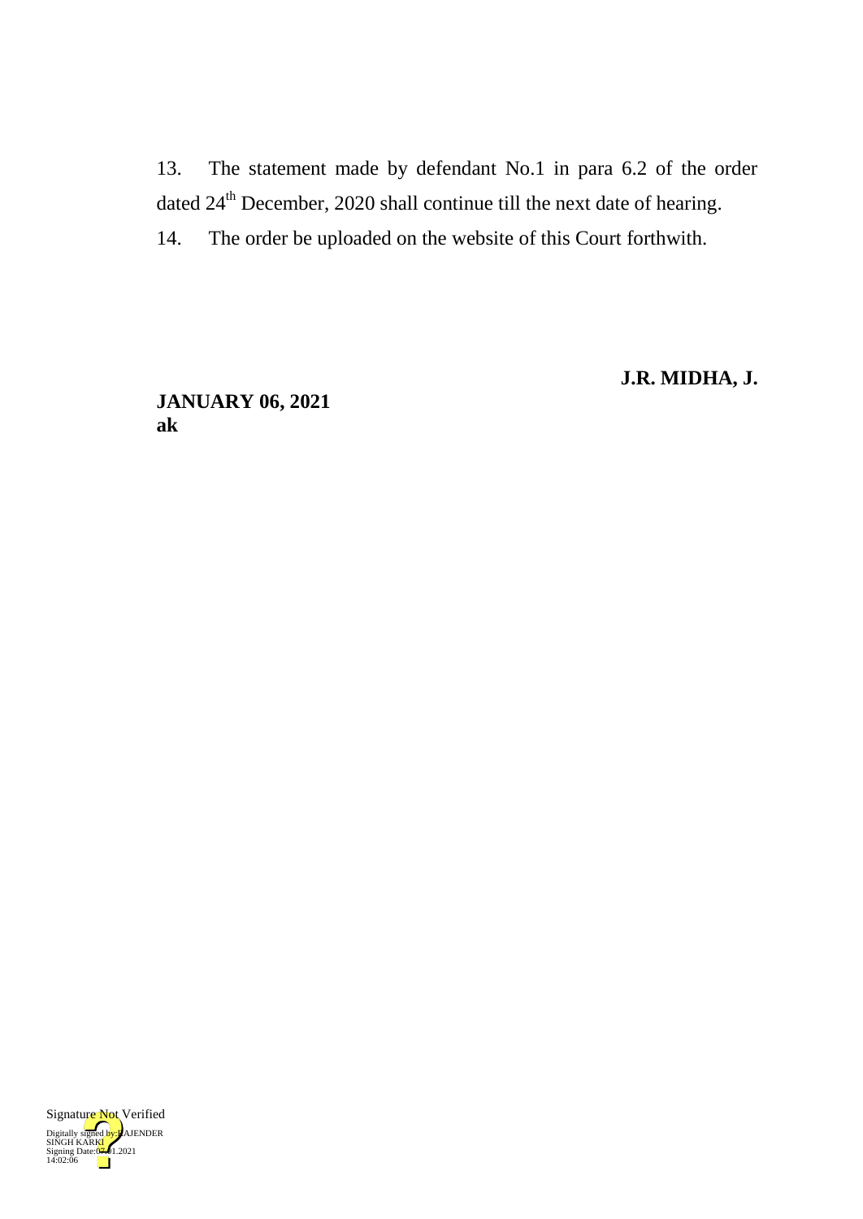13. The statement made by defendant No.1 in para 6.2 of the order dated 24[th] December, 2020 shall continue till the next date of hearing.

14. The order be uploaded on the website of this Court forthwith.

**J.R. MIDHA, J.**

**JANUARY 06, 2021**
**ak**

Signature Not Verified
Digitally signed by:RAJENDER SINGH KARKI
Signing Date:07.01.2021 14:02:06